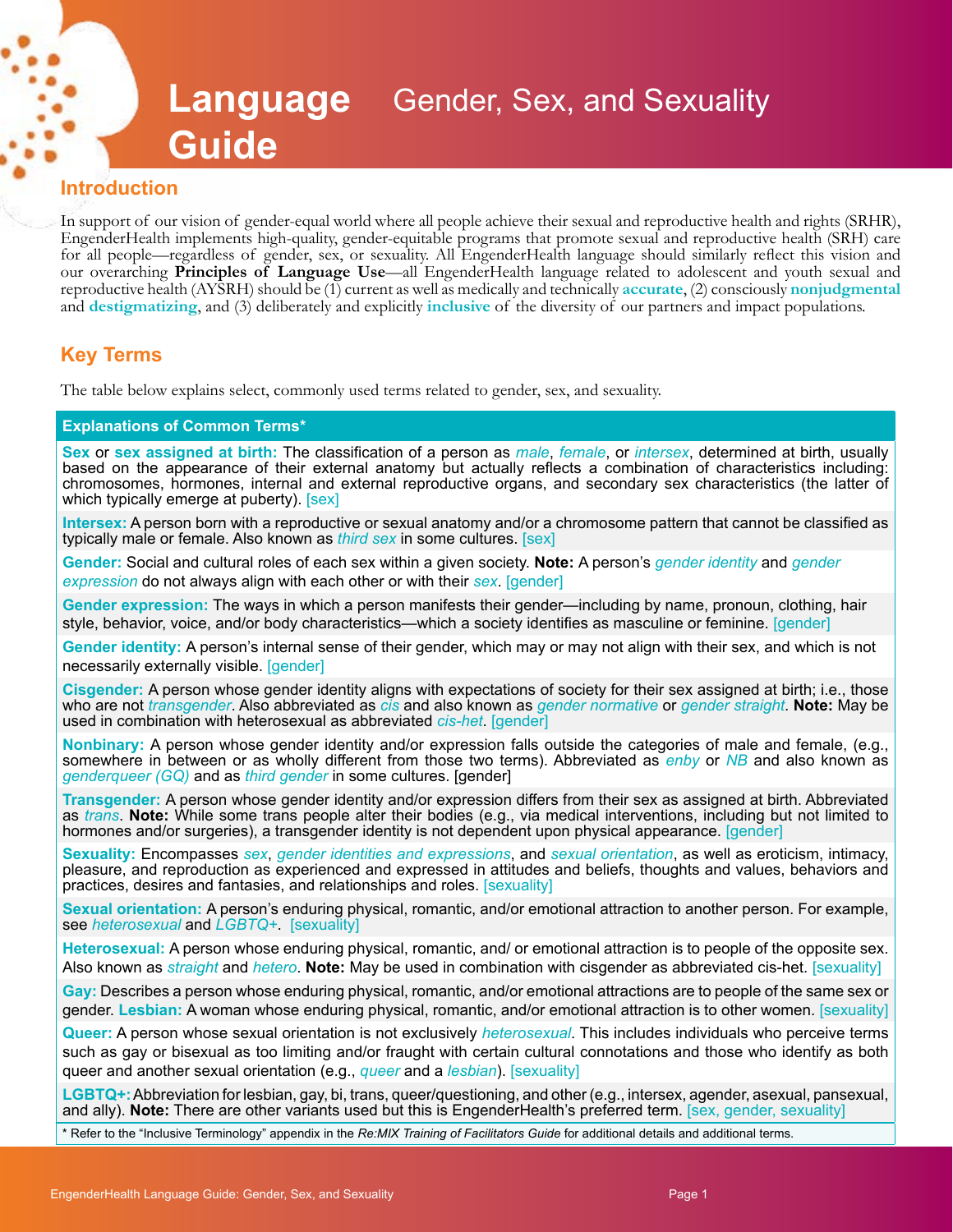# Language Guide — Gender, Sex, and Sexuality

## Introduction

In support of our vision of gender-equal world where all people achieve their sexual and reproductive health and rights (SRHR), EngenderHealth implements high-quality, gender-equitable programs that promote sexual and reproductive health (SRH) care for all people—regardless of gender, sex, or sexuality. All EngenderHealth language should similarly reflect this vision and our overarching **Principles of Language Use**—all EngenderHealth language related to adolescent and youth sexual and reproductive health (AYSRH) should be (1) current as well as medically and technically **accurate**, (2) consciously **nonjudgmental** and **destigmatizing**, and (3) deliberately and explicitly **inclusive** of the diversity of our partners and impact populations.

## Key Terms

The table below explains select, commonly used terms related to gender, sex, and sexuality.

| Explanations of Common Terms* |
|---|
| **Sex** or **sex assigned at birth:** The classification of a person as *male*, *female*, or *intersex*, determined at birth, usually based on the appearance of their external anatomy but actually reflects a combination of characteristics including: chromosomes, hormones, internal and external reproductive organs, and secondary sex characteristics (the latter of which typically emerge at puberty). [sex] |
| **Intersex:** A person born with a reproductive or sexual anatomy and/or a chromosome pattern that cannot be classified as typically male or female. Also known as *third sex* in some cultures. [sex] |
| **Gender:** Social and cultural roles of each sex within a given society. **Note:** A person's *gender identity* and *gender expression* do not always align with each other or with their *sex*. [gender] |
| **Gender expression:** The ways in which a person manifests their gender—including by name, pronoun, clothing, hair style, behavior, voice, and/or body characteristics—which a society identifies as masculine or feminine. [gender] |
| **Gender identity:** A person's internal sense of their gender, which may or may not align with their sex, and which is not necessarily externally visible. [gender] |
| **Cisgender:** A person whose gender identity aligns with expectations of society for their sex assigned at birth; i.e., those who are not *transgender*. Also abbreviated as *cis* and also known as *gender normative* or *gender straight*. **Note:** May be used in combination with heterosexual as abbreviated *cis-het*. [gender] |
| **Nonbinary:** A person whose gender identity and/or expression falls outside the categories of male and female, (e.g., somewhere in between or as wholly different from those two terms). Abbreviated as *enby* or *NB* and also known as *genderqueer (GQ)* and as *third gender* in some cultures. [gender] |
| **Transgender:** A person whose gender identity and/or expression differs from their sex as assigned at birth. Abbreviated as *trans*. **Note:** While some trans people alter their bodies (e.g., via medical interventions, including but not limited to hormones and/or surgeries), a transgender identity is not dependent upon physical appearance. [gender] |
| **Sexuality:** Encompasses *sex*, *gender identities and expressions*, and *sexual orientation*, as well as eroticism, intimacy, pleasure, and reproduction as experienced and expressed in attitudes and beliefs, thoughts and values, behaviors and practices, desires and fantasies, and relationships and roles. [sexuality] |
| **Sexual orientation:** A person's enduring physical, romantic, and/or emotional attraction to another person. For example, see *heterosexual* and *LGBTQ+*. [sexuality] |
| **Heterosexual:** A person whose enduring physical, romantic, and/ or emotional attraction is to people of the opposite sex. Also known as *straight* and *hetero*. **Note:** May be used in combination with cisgender as abbreviated cis-het. [sexuality] |
| **Gay:** Describes a person whose enduring physical, romantic, and/or emotional attractions are to people of the same sex or gender. **Lesbian:** A woman whose enduring physical, romantic, and/or emotional attraction is to other women. [sexuality] |
| **Queer:** A person whose sexual orientation is not exclusively *heterosexual*. This includes individuals who perceive terms such as gay or bisexual as too limiting and/or fraught with certain cultural connotations and those who identify as both queer and another sexual orientation (e.g., *queer* and a *lesbian*). [sexuality] |
| **LGBTQ+:** Abbreviation for lesbian, gay, bi, trans, queer/questioning, and other (e.g., intersex, agender, asexual, pansexual, and ally). **Note:** There are other variants used but this is EngenderHealth's preferred term. [sex, gender, sexuality] |

\* Refer to the "Inclusive Terminology" appendix in the *Re:MIX Training of Facilitators Guide* for additional details and additional terms.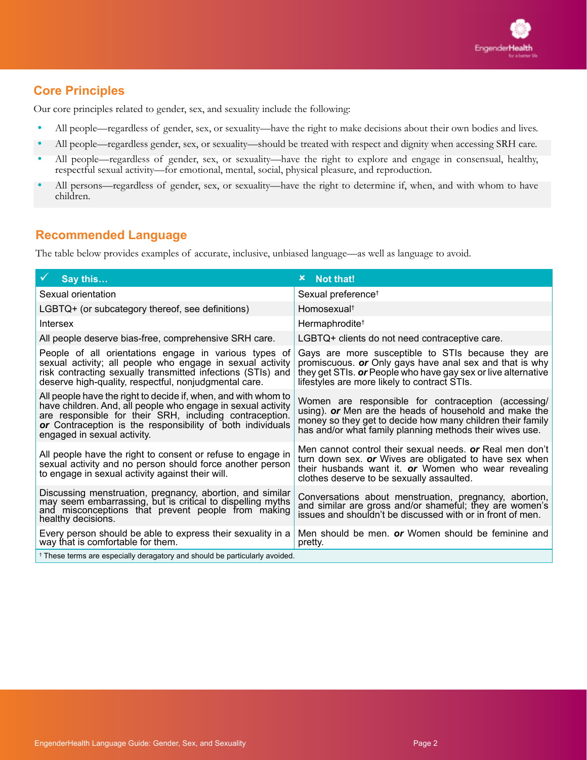## Core Principles

Our core principles related to gender, sex, and sexuality include the following:

- All people—regardless of gender, sex, or sexuality—have the right to make decisions about their own bodies and lives.
- All people—regardless gender, sex, or sexuality—should be treated with respect and dignity when accessing SRH care.
- All people—regardless of gender, sex, or sexuality—have the right to explore and engage in consensual, healthy, respectful sexual activity—for emotional, mental, social, physical pleasure, and reproduction.
- All persons—regardless of gender, sex, or sexuality—have the right to determine if, when, and with whom to have children.

## Recommended Language

The table below provides examples of accurate, inclusive, unbiased language—as well as language to avoid.

| ✓ Say this… | ✗ Not that! |
|---|---|
| Sexual orientation | Sexual preference† |
| LGBTQ+ (or subcategory thereof, see definitions) | Homosexual† |
| Intersex | Hermaphrodite† |
| All people deserve bias-free, comprehensive SRH care. | LGBTQ+ clients do not need contraceptive care. |
| People of all orientations engage in various types of sexual activity; all people who engage in sexual activity risk contracting sexually transmitted infections (STIs) and deserve high-quality, respectful, nonjudgmental care. | Gays are more susceptible to STIs because they are promiscuous. ***or*** Only gays have anal sex and that is why they get STIs. ***or*** People who have gay sex or live alternative lifestyles are more likely to contract STIs. |
| All people have the right to decide if, when, and with whom to have children. And, all people who engage in sexual activity are responsible for their SRH, including contraception. ***or*** Contraception is the responsibility of both individuals engaged in sexual activity. | Women are responsible for contraception (accessing/using). ***or*** Men are the heads of household and make the money so they get to decide how many children their family has and/or what family planning methods their wives use. |
| All people have the right to consent or refuse to engage in sexual activity and no person should force another person to engage in sexual activity against their will. | Men cannot control their sexual needs. ***or*** Real men don't turn down sex. ***or*** Wives are obligated to have sex when their husbands want it. ***or*** Women who wear revealing clothes deserve to be sexually assaulted. |
| Discussing menstruation, pregnancy, abortion, and similar may seem embarrassing, but is critical to dispelling myths and misconceptions that prevent people from making healthy decisions. | Conversations about menstruation, pregnancy, abortion, and similar are gross and/or shameful; they are women's issues and shouldn't be discussed with or in front of men. |
| Every person should be able to express their sexuality in a way that is comfortable for them. | Men should be men. ***or*** Women should be feminine and pretty. |

† These terms are especially deragatory and should be particularly avoided.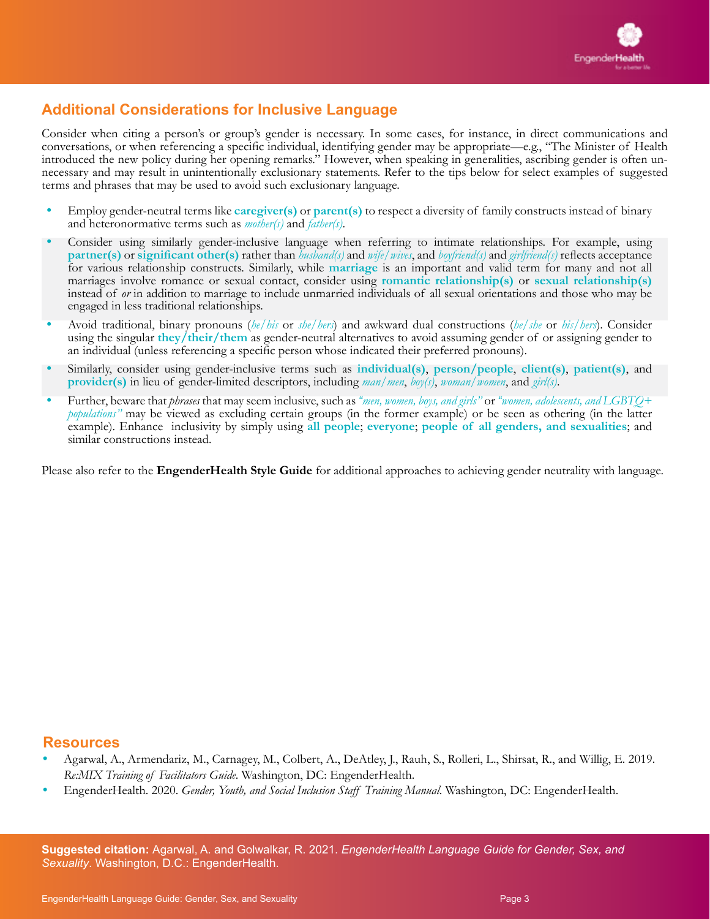## Additional Considerations for Inclusive Language

Consider when citing a person's or group's gender is necessary. In some cases, for instance, in direct communications and conversations, or when referencing a specific individual, identifying gender may be appropriate—e.g., "The Minister of Health introduced the new policy during her opening remarks." However, when speaking in generalities, ascribing gender is often unnecessary and may result in unintentionally exclusionary statements. Refer to the tips below for select examples of suggested terms and phrases that may be used to avoid such exclusionary language.

- Employ gender-neutral terms like **caregiver(s)** or **parent(s)** to respect a diversity of family constructs instead of binary and heteronormative terms such as *mother(s)* and *father(s)*.
- Consider using similarly gender-inclusive language when referring to intimate relationships. For example, using **partner(s)** or **significant other(s)** rather than *husband(s)* and *wife/wives*, and *boyfriend(s)* and *girlfriend(s)* reflects acceptance for various relationship constructs. Similarly, while **marriage** is an important and valid term for many and not all marriages involve romance or sexual contact, consider using **romantic relationship(s)** or **sexual relationship(s)** instead of *or* in addition to marriage to include unmarried individuals of all sexual orientations and those who may be engaged in less traditional relationships.
- Avoid traditional, binary pronouns (*he/his* or *she/hers*) and awkward dual constructions (*he/she* or *his/hers*). Consider using the singular **they/their/them** as gender-neutral alternatives to avoid assuming gender of or assigning gender to an individual (unless referencing a specific person whose indicated their preferred pronouns).
- Similarly, consider using gender-inclusive terms such as **individual(s)**, **person/people**, **client(s)**, **patient(s)**, and **provider(s)** in lieu of gender-limited descriptors, including *man/men*, *boy(s)*, *woman/women*, and *girl(s)*.
- Further, beware that *phrases* that may seem inclusive, such as *"men, women, boys, and girls"* or *"women, adolescents, and LGBTQ+ populations"* may be viewed as excluding certain groups (in the former example) or be seen as othering (in the latter example). Enhance inclusivity by simply using **all people**; **everyone**; **people of all genders, and sexualities**; and similar constructions instead.

Please also refer to the **EngenderHealth Style Guide** for additional approaches to achieving gender neutrality with language.

## Resources

- Agarwal, A., Armendariz, M., Carnagey, M., Colbert, A., DeAtley, J., Rauh, S., Rolleri, L., Shirsat, R., and Willig, E. 2019. *Re:MIX Training of Facilitators Guide*. Washington, DC: EngenderHealth.
- EngenderHealth. 2020. *Gender, Youth, and Social Inclusion Staff Training Manual*. Washington, DC: EngenderHealth.

**Suggested citation:** Agarwal, A. and Golwalkar, R. 2021. *EngenderHealth Language Guide for Gender, Sex, and Sexuality*. Washington, D.C.: EngenderHealth.